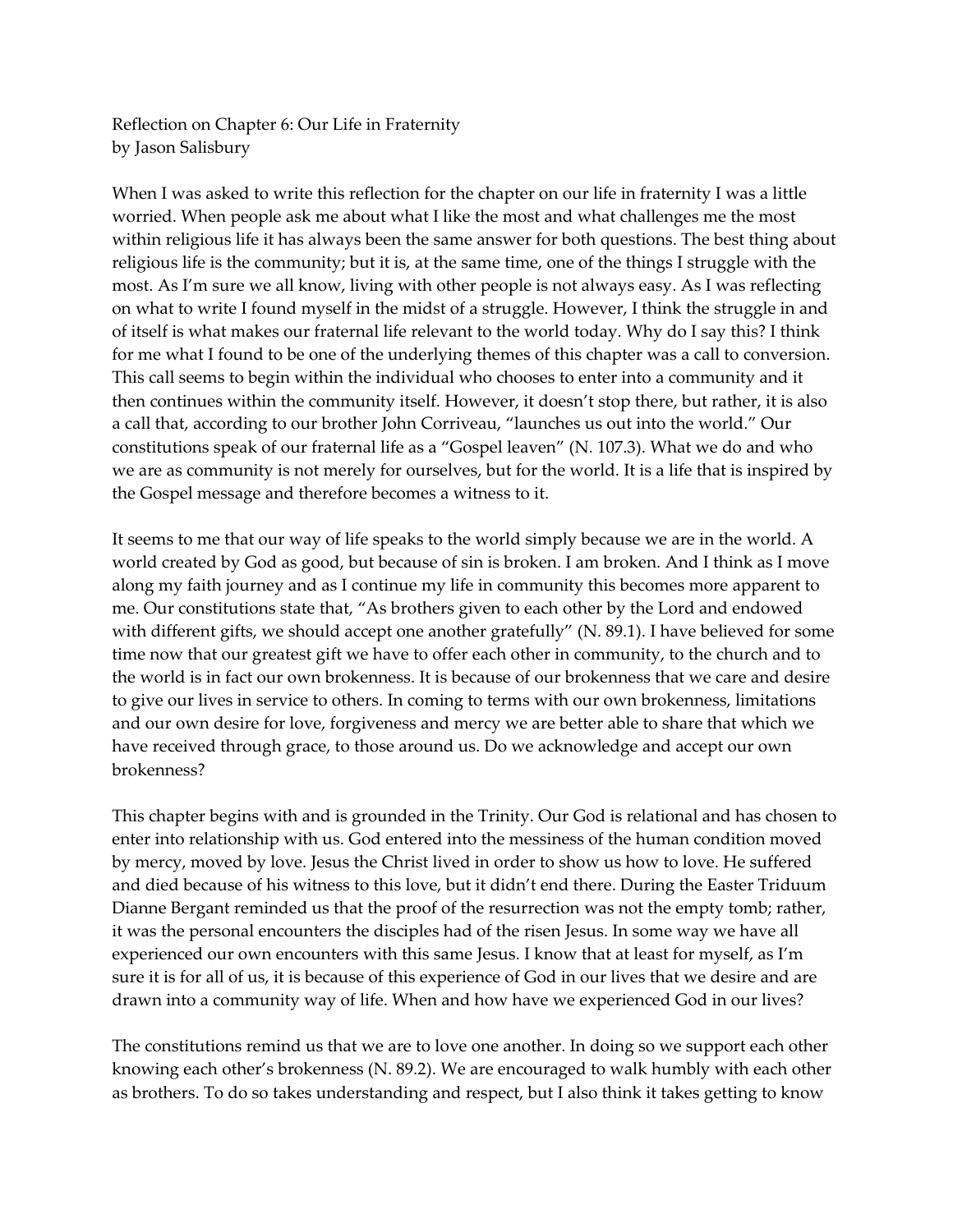Reflection on Chapter 6: Our Life in Fraternity
by Jason Salisbury

When I was asked to write this reflection for the chapter on our life in fraternity I was a little worried. When people ask me about what I like the most and what challenges me the most within religious life it has always been the same answer for both questions. The best thing about religious life is the community; but it is, at the same time, one of the things I struggle with the most. As I'm sure we all know, living with other people is not always easy. As I was reflecting on what to write I found myself in the midst of a struggle. However, I think the struggle in and of itself is what makes our fraternal life relevant to the world today. Why do I say this? I think for me what I found to be one of the underlying themes of this chapter was a call to conversion. This call seems to begin within the individual who chooses to enter into a community and it then continues within the community itself. However, it doesn't stop there, but rather, it is also a call that, according to our brother John Corriveau, "launches us out into the world." Our constitutions speak of our fraternal life as a "Gospel leaven" (N. 107.3). What we do and who we are as community is not merely for ourselves, but for the world. It is a life that is inspired by the Gospel message and therefore becomes a witness to it.

It seems to me that our way of life speaks to the world simply because we are in the world. A world created by God as good, but because of sin is broken. I am broken. And I think as I move along my faith journey and as I continue my life in community this becomes more apparent to me. Our constitutions state that, "As brothers given to each other by the Lord and endowed with different gifts, we should accept one another gratefully" (N. 89.1). I have believed for some time now that our greatest gift we have to offer each other in community, to the church and to the world is in fact our own brokenness. It is because of our brokenness that we care and desire to give our lives in service to others. In coming to terms with our own brokenness, limitations and our own desire for love, forgiveness and mercy we are better able to share that which we have received through grace, to those around us. Do we acknowledge and accept our own brokenness?

This chapter begins with and is grounded in the Trinity. Our God is relational and has chosen to enter into relationship with us. God entered into the messiness of the human condition moved by mercy, moved by love. Jesus the Christ lived in order to show us how to love. He suffered and died because of his witness to this love, but it didn't end there. During the Easter Triduum Dianne Bergant reminded us that the proof of the resurrection was not the empty tomb; rather, it was the personal encounters the disciples had of the risen Jesus. In some way we have all experienced our own encounters with this same Jesus. I know that at least for myself, as I'm sure it is for all of us, it is because of this experience of God in our lives that we desire and are drawn into a community way of life. When and how have we experienced God in our lives?

The constitutions remind us that we are to love one another. In doing so we support each other knowing each other's brokenness (N. 89.2). We are encouraged to walk humbly with each other as brothers. To do so takes understanding and respect, but I also think it takes getting to know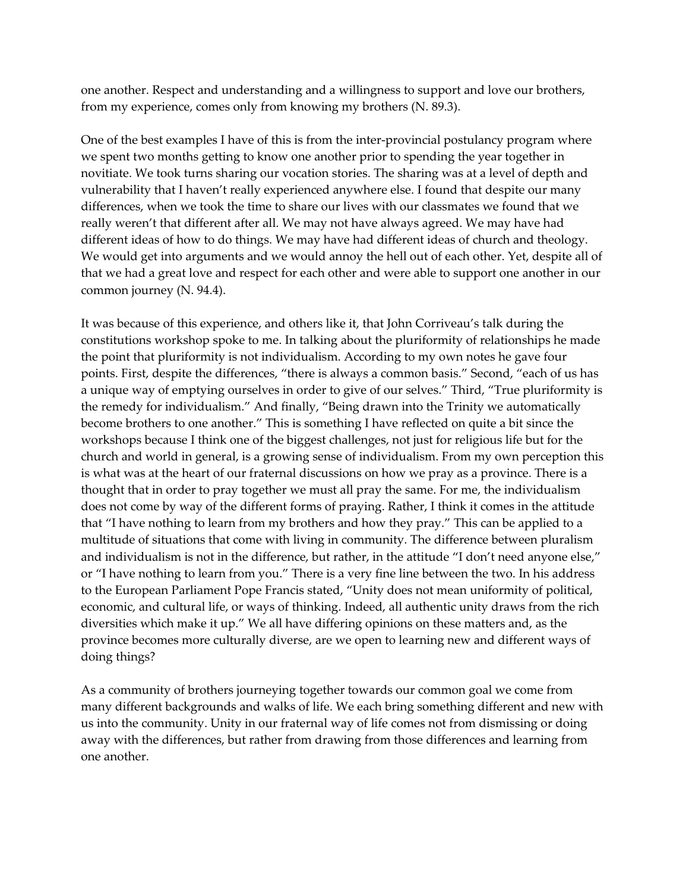one another. Respect and understanding and a willingness to support and love our brothers, from my experience, comes only from knowing my brothers (N. 89.3).

One of the best examples I have of this is from the inter-provincial postulancy program where we spent two months getting to know one another prior to spending the year together in novitiate. We took turns sharing our vocation stories. The sharing was at a level of depth and vulnerability that I haven't really experienced anywhere else. I found that despite our many differences, when we took the time to share our lives with our classmates we found that we really weren't that different after all. We may not have always agreed. We may have had different ideas of how to do things. We may have had different ideas of church and theology. We would get into arguments and we would annoy the hell out of each other. Yet, despite all of that we had a great love and respect for each other and were able to support one another in our common journey (N. 94.4).

It was because of this experience, and others like it, that John Corriveau's talk during the constitutions workshop spoke to me. In talking about the pluriformity of relationships he made the point that pluriformity is not individualism. According to my own notes he gave four points. First, despite the differences, "there is always a common basis." Second, "each of us has a unique way of emptying ourselves in order to give of our selves." Third, "True pluriformity is the remedy for individualism." And finally, "Being drawn into the Trinity we automatically become brothers to one another." This is something I have reflected on quite a bit since the workshops because I think one of the biggest challenges, not just for religious life but for the church and world in general, is a growing sense of individualism. From my own perception this is what was at the heart of our fraternal discussions on how we pray as a province. There is a thought that in order to pray together we must all pray the same. For me, the individualism does not come by way of the different forms of praying. Rather, I think it comes in the attitude that "I have nothing to learn from my brothers and how they pray." This can be applied to a multitude of situations that come with living in community. The difference between pluralism and individualism is not in the difference, but rather, in the attitude "I don't need anyone else," or "I have nothing to learn from you." There is a very fine line between the two. In his address to the European Parliament Pope Francis stated, "Unity does not mean uniformity of political, economic, and cultural life, or ways of thinking. Indeed, all authentic unity draws from the rich diversities which make it up." We all have differing opinions on these matters and, as the province becomes more culturally diverse, are we open to learning new and different ways of doing things?

As a community of brothers journeying together towards our common goal we come from many different backgrounds and walks of life. We each bring something different and new with us into the community. Unity in our fraternal way of life comes not from dismissing or doing away with the differences, but rather from drawing from those differences and learning from one another.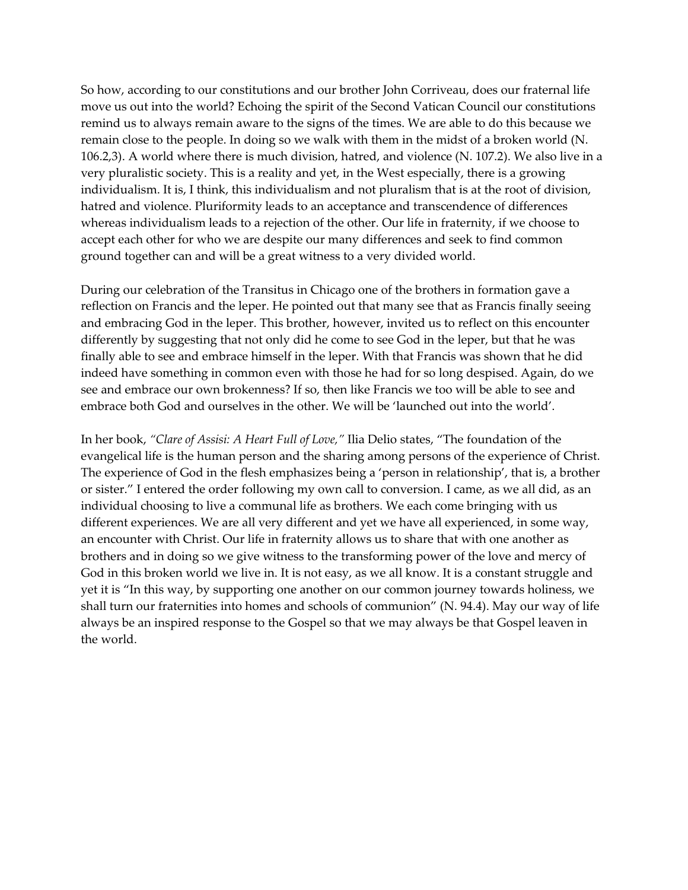So how, according to our constitutions and our brother John Corriveau, does our fraternal life move us out into the world? Echoing the spirit of the Second Vatican Council our constitutions remind us to always remain aware to the signs of the times. We are able to do this because we remain close to the people. In doing so we walk with them in the midst of a broken world (N. 106.2,3). A world where there is much division, hatred, and violence (N. 107.2). We also live in a very pluralistic society. This is a reality and yet, in the West especially, there is a growing individualism. It is, I think, this individualism and not pluralism that is at the root of division, hatred and violence. Pluriformity leads to an acceptance and transcendence of differences whereas individualism leads to a rejection of the other. Our life in fraternity, if we choose to accept each other for who we are despite our many differences and seek to find common ground together can and will be a great witness to a very divided world.

During our celebration of the Transitus in Chicago one of the brothers in formation gave a reflection on Francis and the leper. He pointed out that many see that as Francis finally seeing and embracing God in the leper. This brother, however, invited us to reflect on this encounter differently by suggesting that not only did he come to see God in the leper, but that he was finally able to see and embrace himself in the leper. With that Francis was shown that he did indeed have something in common even with those he had for so long despised. Again, do we see and embrace our own brokenness? If so, then like Francis we too will be able to see and embrace both God and ourselves in the other. We will be 'launched out into the world'.

In her book, *"Clare of Assisi: A Heart Full of Love,"* Ilia Delio states, "The foundation of the evangelical life is the human person and the sharing among persons of the experience of Christ. The experience of God in the flesh emphasizes being a 'person in relationship', that is, a brother or sister." I entered the order following my own call to conversion. I came, as we all did, as an individual choosing to live a communal life as brothers. We each come bringing with us different experiences. We are all very different and yet we have all experienced, in some way, an encounter with Christ. Our life in fraternity allows us to share that with one another as brothers and in doing so we give witness to the transforming power of the love and mercy of God in this broken world we live in. It is not easy, as we all know. It is a constant struggle and yet it is "In this way, by supporting one another on our common journey towards holiness, we shall turn our fraternities into homes and schools of communion" (N. 94.4). May our way of life always be an inspired response to the Gospel so that we may always be that Gospel leaven in the world.